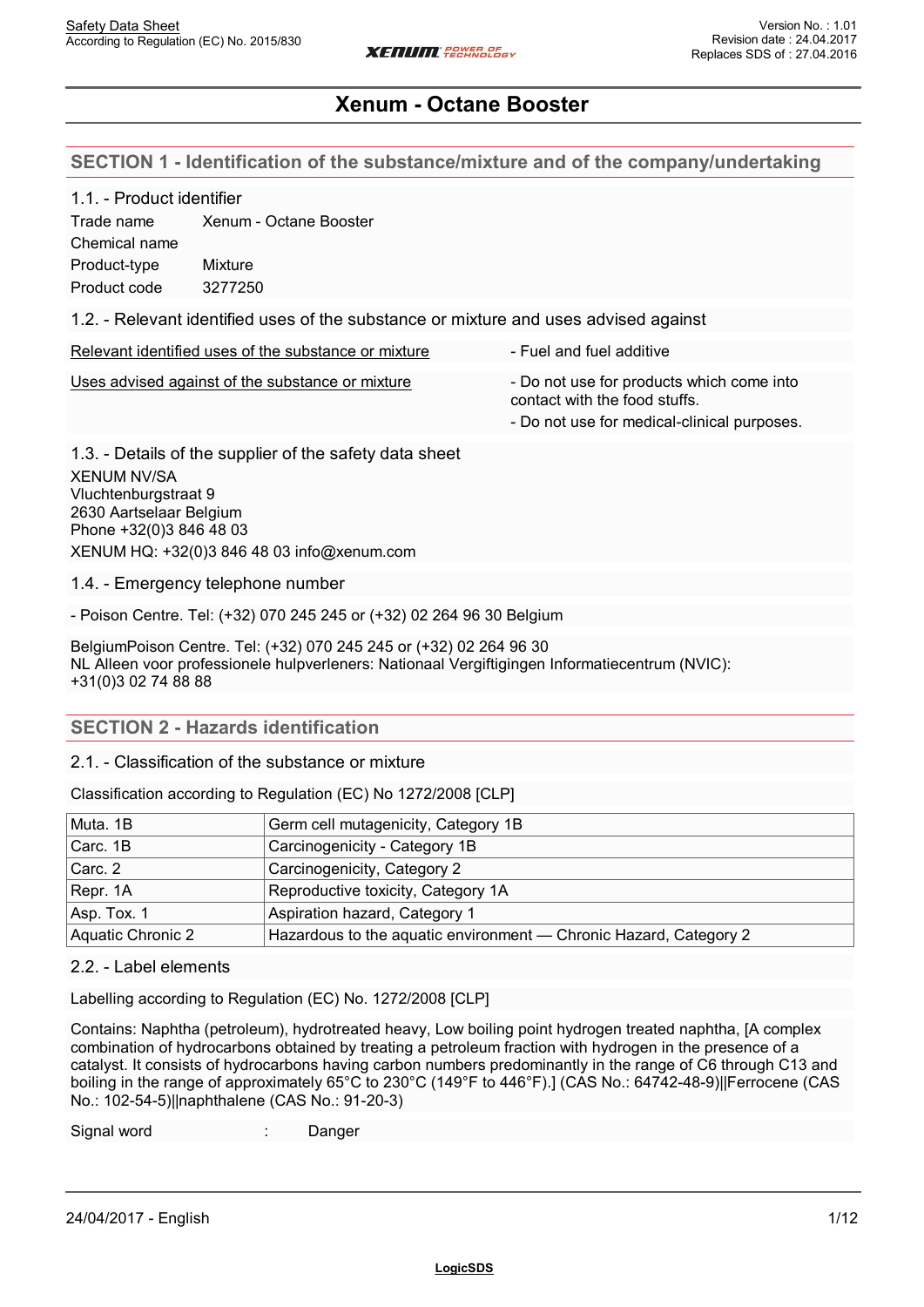# Xenum - Octane Booster

## SECTION 1 - Identification of the substance/mixture and of the company/undertaking

### 1.1. - Product identifier

| | |
|---|---|
| Trade name | Xenum - Octane Booster |
| Chemical name | |
| Product-type | Mixture |
| Product code | 3277250 |

### 1.2. - Relevant identified uses of the substance or mixture and uses advised against

| | |
|---|---|
| Relevant identified uses of the substance or mixture | - Fuel and fuel additive |
| Uses advised against of the substance or mixture | - Do not use for products which come into contact with the food stuffs.<br>- Do not use for medical-clinical purposes. |

### 1.3. - Details of the supplier of the safety data sheet

XENUM NV/SA
Vluchtenburgstraat 9
2630 Aartselaar Belgium
Phone +32(0)3 846 48 03
XENUM HQ: +32(0)3 846 48 03 info@xenum.com

### 1.4. - Emergency telephone number

- Poison Centre. Tel: (+32) 070 245 245 or (+32) 02 264 96 30 Belgium

BelgiumPoison Centre. Tel: (+32) 070 245 245 or (+32) 02 264 96 30
NL Alleen voor professionele hulpverleners: Nationaal Vergiftigingen Informatiecentrum (NVIC): +31(0)3 02 74 88 88

## SECTION 2 - Hazards identification

### 2.1. - Classification of the substance or mixture

Classification according to Regulation (EC) No 1272/2008 [CLP]

| | |
|---|---|
| Muta. 1B | Germ cell mutagenicity, Category 1B |
| Carc. 1B | Carcinogenicity - Category 1B |
| Carc. 2 | Carcinogenicity, Category 2 |
| Repr. 1A | Reproductive toxicity, Category 1A |
| Asp. Tox. 1 | Aspiration hazard, Category 1 |
| Aquatic Chronic 2 | Hazardous to the aquatic environment — Chronic Hazard, Category 2 |

### 2.2. - Label elements

Labelling according to Regulation (EC) No. 1272/2008 [CLP]

Contains: Naphtha (petroleum), hydrotreated heavy, Low boiling point hydrogen treated naphtha, [A complex combination of hydrocarbons obtained by treating a petroleum fraction with hydrogen in the presence of a catalyst. It consists of hydrocarbons having carbon numbers predominantly in the range of C6 through C13 and boiling in the range of approximately 65°C to 230°C (149°F to 446°F).] (CAS No.: 64742-48-9)||Ferrocene (CAS No.: 102-54-5)||naphthalene (CAS No.: 91-20-3)

Signal word : Danger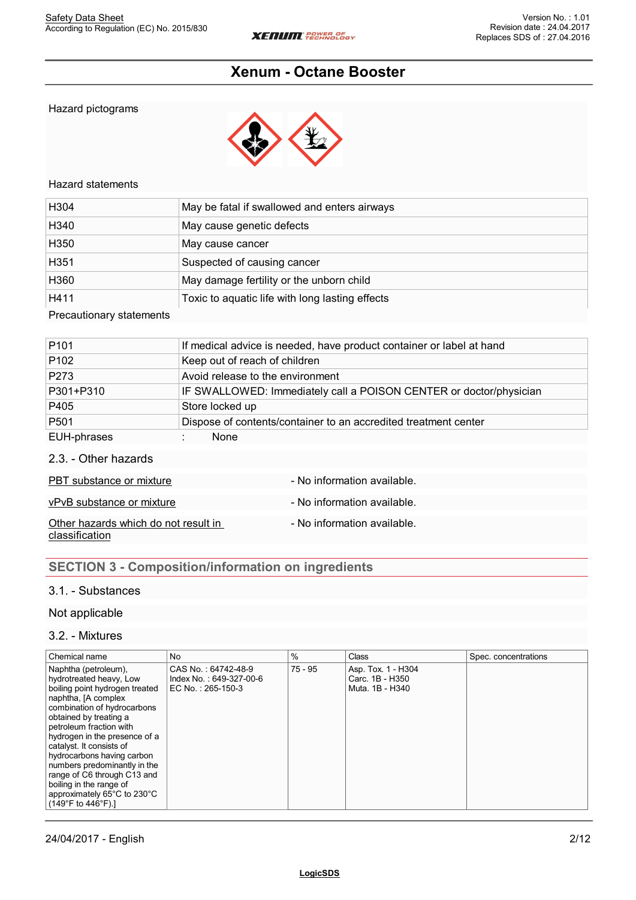Hazard pictograms

Hazard statements

| | |
|---|---|
| H304 | May be fatal if swallowed and enters airways |
| H340 | May cause genetic defects |
| H350 | May cause cancer |
| H351 | Suspected of causing cancer |
| H360 | May damage fertility or the unborn child |
| H411 | Toxic to aquatic life with long lasting effects |

Precautionary statements

| | |
|---|---|
| P101 | If medical advice is needed, have product container or label at hand |
| P102 | Keep out of reach of children |
| P273 | Avoid release to the environment |
| P301+P310 | IF SWALLOWED: Immediately call a POISON CENTER or doctor/physician |
| P405 | Store locked up |
| P501 | Dispose of contents/container to an accredited treatment center |

EUH-phrases : None

### 2.3. - Other hazards

| | |
|---|---|
| PBT substance or mixture | - No information available. |
| vPvB substance or mixture | - No information available. |
| Other hazards which do not result in classification | - No information available. |

## SECTION 3 - Composition/information on ingredients

### 3.1. - Substances

Not applicable

### 3.2. - Mixtures

| Chemical name | No | % | Class | Spec. concentrations |
|---|---|---|---|---|
| Naphtha (petroleum), hydrotreated heavy, Low boiling point hydrogen treated naphtha, [A complex combination of hydrocarbons obtained by treating a petroleum fraction with hydrogen in the presence of a catalyst. It consists of hydrocarbons having carbon numbers predominantly in the range of C6 through C13 and boiling in the range of approximately 65°C to 230°C (149°F to 446°F).] | CAS No. : 64742-48-9<br>Index No. : 649-327-00-6<br>EC No. : 265-150-3 | 75 - 95 | Asp. Tox. 1 - H304<br>Carc. 1B - H350<br>Muta. 1B - H340 | |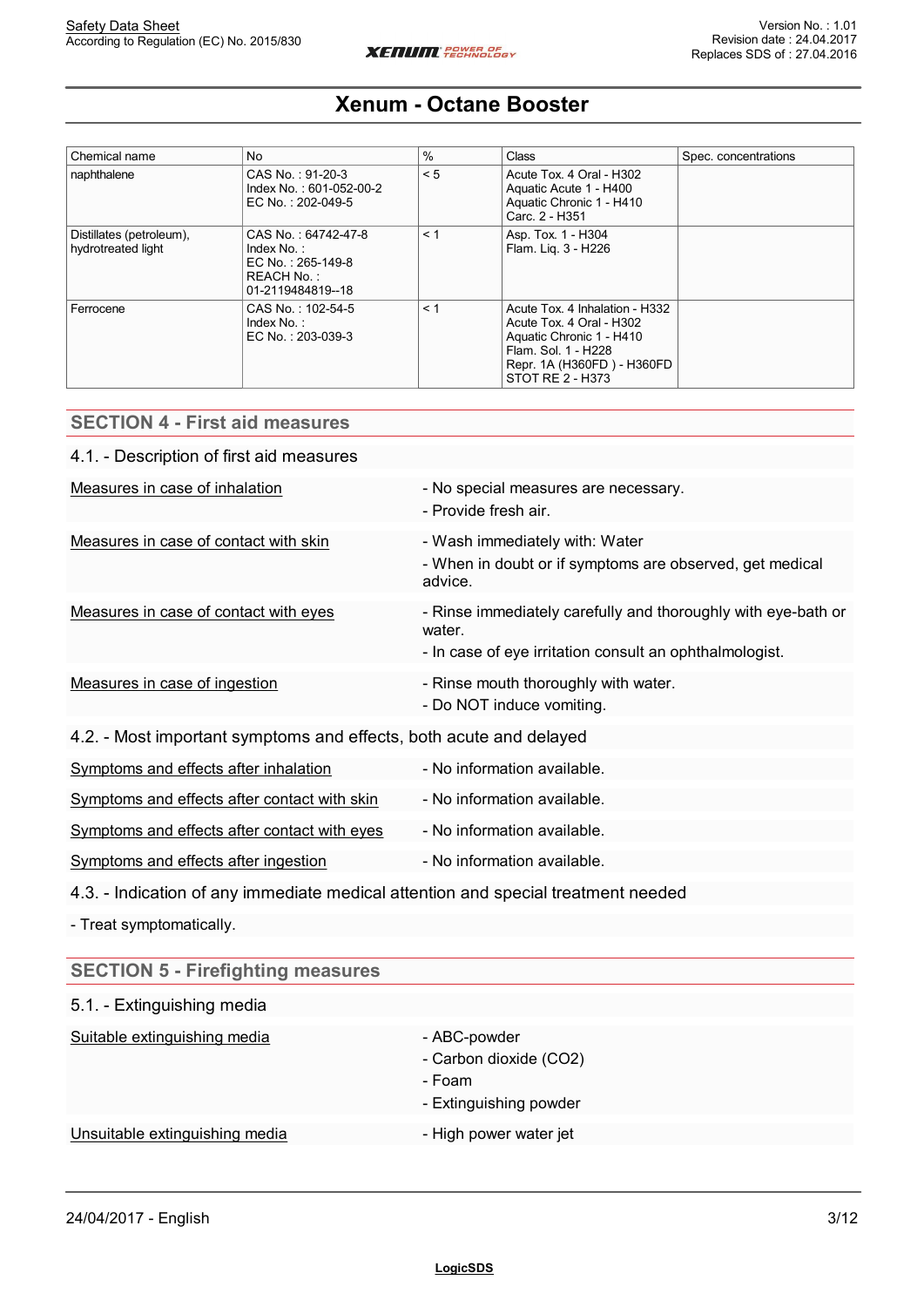| Chemical name | No | % | Class | Spec. concentrations |
|---|---|---|---|---|
| naphthalene | CAS No. : 91-20-3<br>Index No. : 601-052-00-2<br>EC No. : 202-049-5 | < 5 | Acute Tox. 4 Oral - H302<br>Aquatic Acute 1 - H400<br>Aquatic Chronic 1 - H410<br>Carc. 2 - H351 | |
| Distillates (petroleum), hydrotreated light | CAS No. : 64742-47-8<br>Index No. :<br>EC No. : 265-149-8<br>REACH No. :<br>01-2119484819--18 | < 1 | Asp. Tox. 1 - H304<br>Flam. Liq. 3 - H226 | |
| Ferrocene | CAS No. : 102-54-5<br>Index No. :<br>EC No. : 203-039-3 | < 1 | Acute Tox. 4 Inhalation - H332<br>Acute Tox. 4 Oral - H302<br>Aquatic Chronic 1 - H410<br>Flam. Sol. 1 - H228<br>Repr. 1A (H360FD ) - H360FD<br>STOT RE 2 - H373 | |

## SECTION 4 - First aid measures

### 4.1. - Description of first aid measures

**Measures in case of inhalation**
- No special measures are necessary.
- Provide fresh air.

**Measures in case of contact with skin**
- Wash immediately with: Water
- When in doubt or if symptoms are observed, get medical advice.

**Measures in case of contact with eyes**
- Rinse immediately carefully and thoroughly with eye-bath or water.
- In case of eye irritation consult an ophthalmologist.

**Measures in case of ingestion**
- Rinse mouth thoroughly with water.
- Do NOT induce vomiting.

### 4.2. - Most important symptoms and effects, both acute and delayed

**Symptoms and effects after inhalation**
- No information available.

**Symptoms and effects after contact with skin**
- No information available.

**Symptoms and effects after contact with eyes**
- No information available.

**Symptoms and effects after ingestion**
- No information available.

### 4.3. - Indication of any immediate medical attention and special treatment needed

- Treat symptomatically.

## SECTION 5 - Firefighting measures

### 5.1. - Extinguishing media

**Suitable extinguishing media**
- ABC-powder
- Carbon dioxide ($CO_2$)
- Foam
- Extinguishing powder

**Unsuitable extinguishing media**
- High power water jet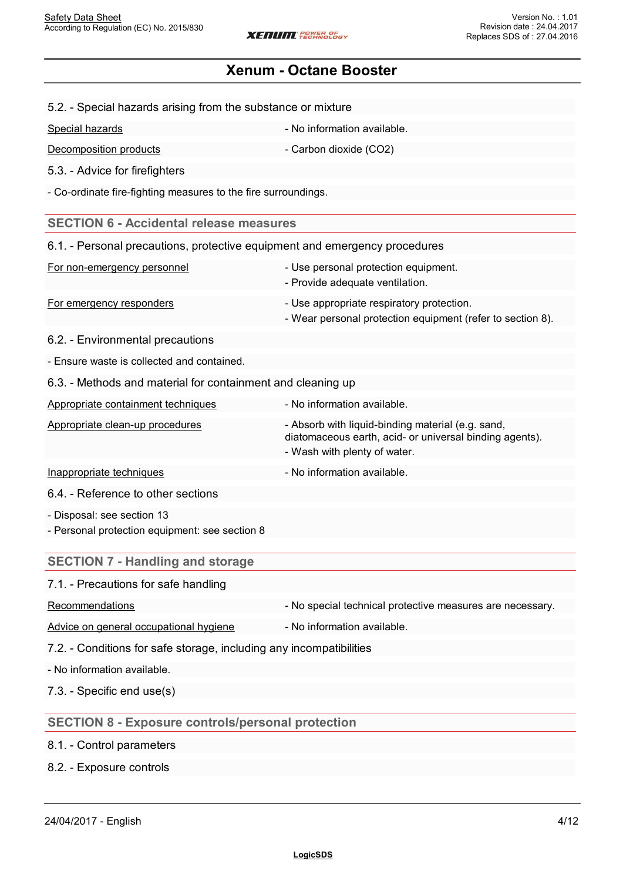### 5.2. - Special hazards arising from the substance or mixture

| | |
|---|---|
| Special hazards | - No information available. |
| Decomposition products | - Carbon dioxide ($CO_2$) |

### 5.3. - Advice for firefighters

- Co-ordinate fire-fighting measures to the fire surroundings.

## SECTION 6 - Accidental release measures

### 6.1. - Personal precautions, protective equipment and emergency procedures

| | |
|---|---|
| For non-emergency personnel | - Use personal protection equipment.<br>- Provide adequate ventilation. |
| For emergency responders | - Use appropriate respiratory protection.<br>- Wear personal protection equipment (refer to section 8). |

### 6.2. - Environmental precautions

- Ensure waste is collected and contained.

### 6.3. - Methods and material for containment and cleaning up

| | |
|---|---|
| Appropriate containment techniques | - No information available. |
| Appropriate clean-up procedures | - Absorb with liquid-binding material (e.g. sand, diatomaceous earth, acid- or universal binding agents).<br>- Wash with plenty of water. |
| Inappropriate techniques | - No information available. |

### 6.4. - Reference to other sections

- Disposal: see section 13
- Personal protection equipment: see section 8

## SECTION 7 - Handling and storage

### 7.1. - Precautions for safe handling

| | |
|---|---|
| Recommendations | - No special technical protective measures are necessary. |
| Advice on general occupational hygiene | - No information available. |

### 7.2. - Conditions for safe storage, including any incompatibilities

- No information available.

### 7.3. - Specific end use(s)

## SECTION 8 - Exposure controls/personal protection

### 8.1. - Control parameters

### 8.2. - Exposure controls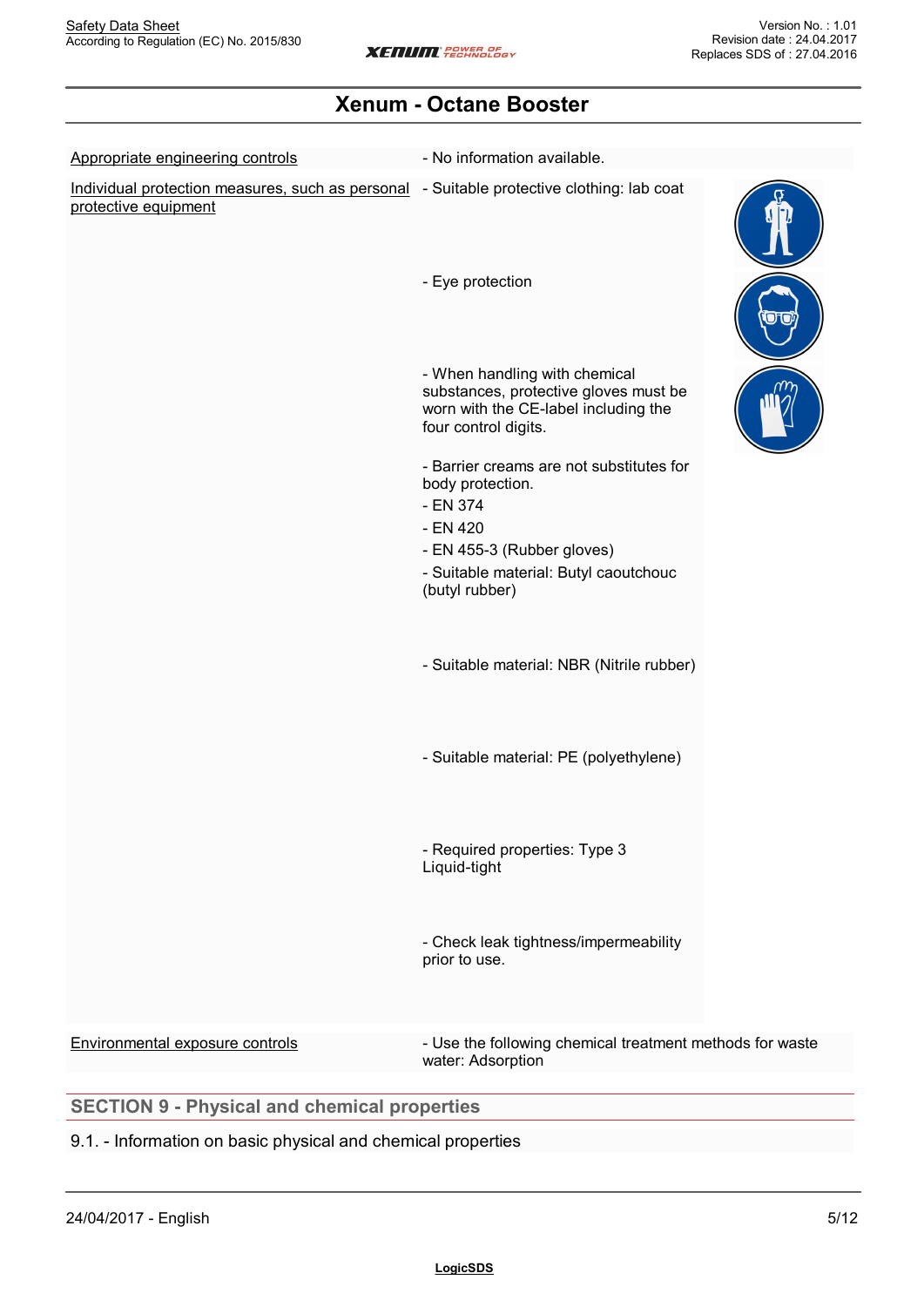# Xenum - Octane Booster

| | |
|---|---|
| Appropriate engineering controls | - No information available. |
| Individual protection measures, such as personal protective equipment | - Suitable protective clothing: lab coat<br>- Eye protection<br>- When handling with chemical substances, protective gloves must be worn with the CE-label including the four control digits.<br>- Barrier creams are not substitutes for body protection.<br>- EN 374<br>- EN 420<br>- EN 455-3 (Rubber gloves)<br>- Suitable material: Butyl caoutchouc (butyl rubber)<br>- Suitable material: NBR (Nitrile rubber)<br>- Suitable material: PE (polyethylene)<br>- Required properties: Type 3 Liquid-tight<br>- Check leak tightness/impermeability prior to use. |
| Environmental exposure controls | - Use the following chemical treatment methods for waste water: Adsorption |

## SECTION 9 - Physical and chemical properties

9.1. - Information on basic physical and chemical properties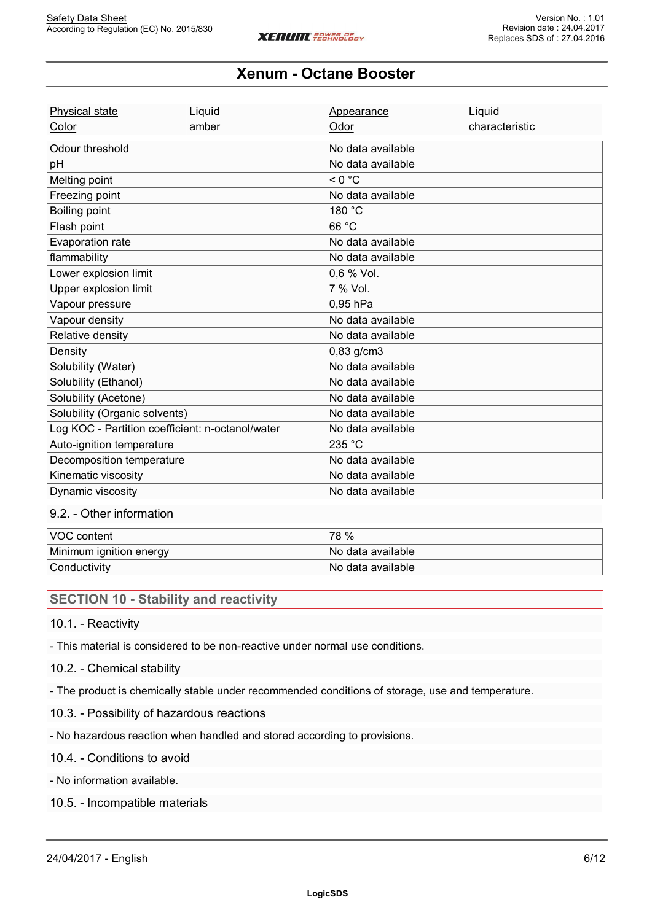| Physical state | Liquid | Appearance | Liquid |
|---|---|---|---|
| Color | amber | Odor | characteristic |

| Property | Value |
|---|---|
| Odour threshold | No data available |
| pH | No data available |
| Melting point | < 0 °C |
| Freezing point | No data available |
| Boiling point | 180 °C |
| Flash point | 66 °C |
| Evaporation rate | No data available |
| flammability | No data available |
| Lower explosion limit | 0,6 % Vol. |
| Upper explosion limit | 7 % Vol. |
| Vapour pressure | 0,95 hPa |
| Vapour density | No data available |
| Relative density | No data available |
| Density | 0,83 g/cm3 |
| Solubility (Water) | No data available |
| Solubility (Ethanol) | No data available |
| Solubility (Acetone) | No data available |
| Solubility (Organic solvents) | No data available |
| Log KOC - Partition coefficient: n-octanol/water | No data available |
| Auto-ignition temperature | 235 °C |
| Decomposition temperature | No data available |
| Kinematic viscosity | No data available |
| Dynamic viscosity | No data available |

### 9.2. - Other information

| Property | Value |
|---|---|
| VOC content | 78 % |
| Minimum ignition energy | No data available |
| Conductivity | No data available |

## SECTION 10 - Stability and reactivity

### 10.1. - Reactivity

- This material is considered to be non-reactive under normal use conditions.

### 10.2. - Chemical stability

- The product is chemically stable under recommended conditions of storage, use and temperature.

### 10.3. - Possibility of hazardous reactions

- No hazardous reaction when handled and stored according to provisions.

### 10.4. - Conditions to avoid

- No information available.

### 10.5. - Incompatible materials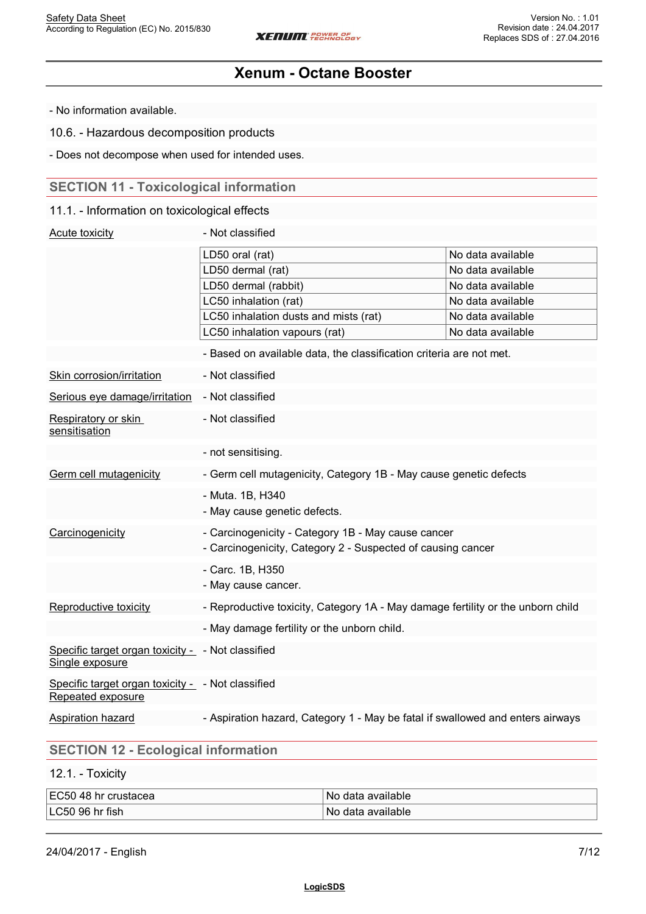- No information available.

10.6. - Hazardous decomposition products

- Does not decompose when used for intended uses.

## SECTION 11 - Toxicological information

11.1. - Information on toxicological effects

Acute toxicity - Not classified

| | |
|---|---|
| LD50 oral (rat) | No data available |
| LD50 dermal (rat) | No data available |
| LD50 dermal (rabbit) | No data available |
| LC50 inhalation (rat) | No data available |
| LC50 inhalation dusts and mists (rat) | No data available |
| LC50 inhalation vapours (rat) | No data available |

- Based on available data, the classification criteria are not met.

Skin corrosion/irritation - Not classified

Serious eye damage/irritation - Not classified

Respiratory or skin sensitisation - Not classified

- not sensitising.

Germ cell mutagenicity - Germ cell mutagenicity, Category 1B - May cause genetic defects

- Muta. 1B, H340
- May cause genetic defects.

Carcinogenicity
- Carcinogenicity - Category 1B - May cause cancer
- Carcinogenicity, Category 2 - Suspected of causing cancer

- Carc. 1B, H350
- May cause cancer.

Reproductive toxicity - Reproductive toxicity, Category 1A - May damage fertility or the unborn child

- May damage fertility or the unborn child.

Specific target organ toxicity - Single exposure - Not classified

Specific target organ toxicity - Repeated exposure - Not classified

Aspiration hazard - Aspiration hazard, Category 1 - May be fatal if swallowed and enters airways

## SECTION 12 - Ecological information

12.1. - Toxicity

| | |
|---|---|
| EC50 48 hr crustacea | No data available |
| LC50 96 hr fish | No data available |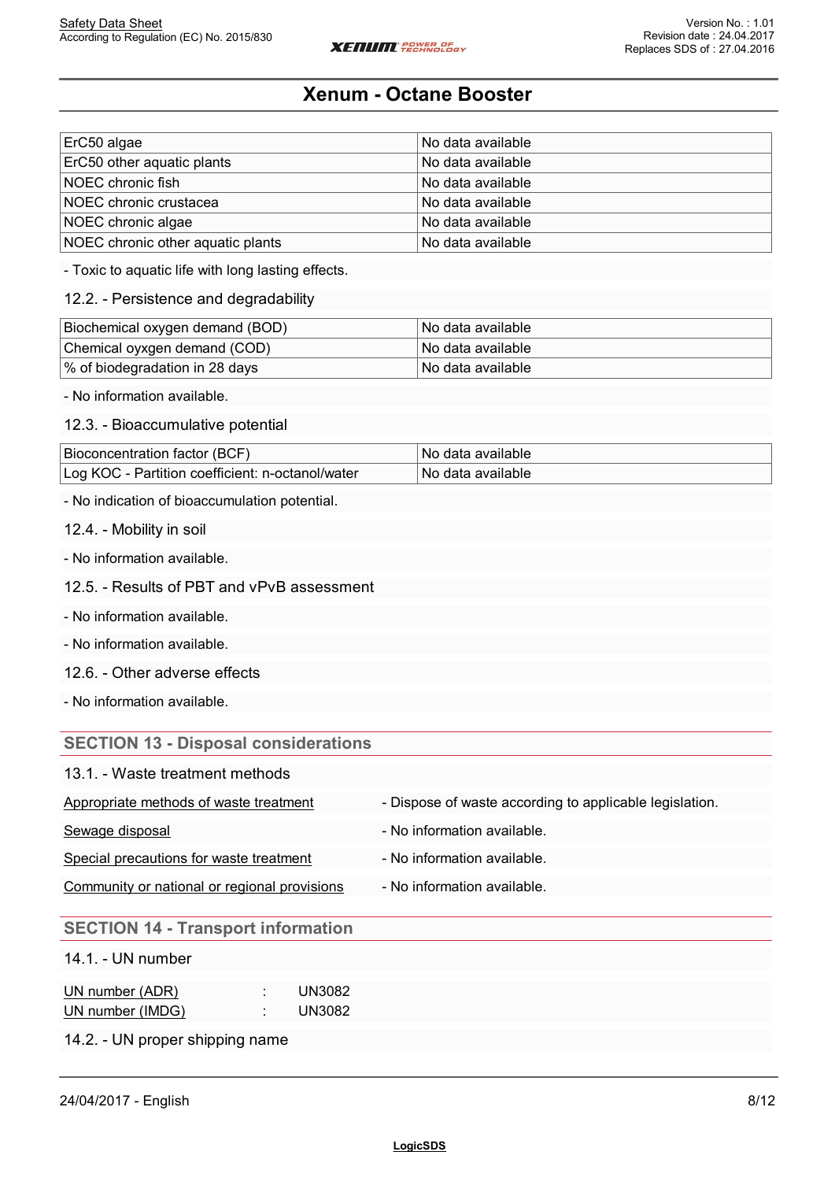| | |
|---|---|
| ErC50 algae | No data available |
| ErC50 other aquatic plants | No data available |
| NOEC chronic fish | No data available |
| NOEC chronic crustacea | No data available |
| NOEC chronic algae | No data available |
| NOEC chronic other aquatic plants | No data available |

- Toxic to aquatic life with long lasting effects.

### 12.2. - Persistence and degradability

| | |
|---|---|
| Biochemical oxygen demand (BOD) | No data available |
| Chemical oyxgen demand (COD) | No data available |
| % of biodegradation in 28 days | No data available |

- No information available.

### 12.3. - Bioaccumulative potential

| | |
|---|---|
| Bioconcentration factor (BCF) | No data available |
| Log KOC - Partition coefficient: n-octanol/water | No data available |

- No indication of bioaccumulation potential.

### 12.4. - Mobility in soil

- No information available.

### 12.5. - Results of PBT and vPvB assessment

- No information available.

- No information available.

### 12.6. - Other adverse effects

- No information available.

## SECTION 13 - Disposal considerations

### 13.1. - Waste treatment methods

| | |
|---|---|
| Appropriate methods of waste treatment | - Dispose of waste according to applicable legislation. |
| Sewage disposal | - No information available. |
| Special precautions for waste treatment | - No information available. |
| Community or national or regional provisions | - No information available. |

## SECTION 14 - Transport information

### 14.1. - UN number

UN number (ADR) : UN3082
UN number (IMDG) : UN3082

### 14.2. - UN proper shipping name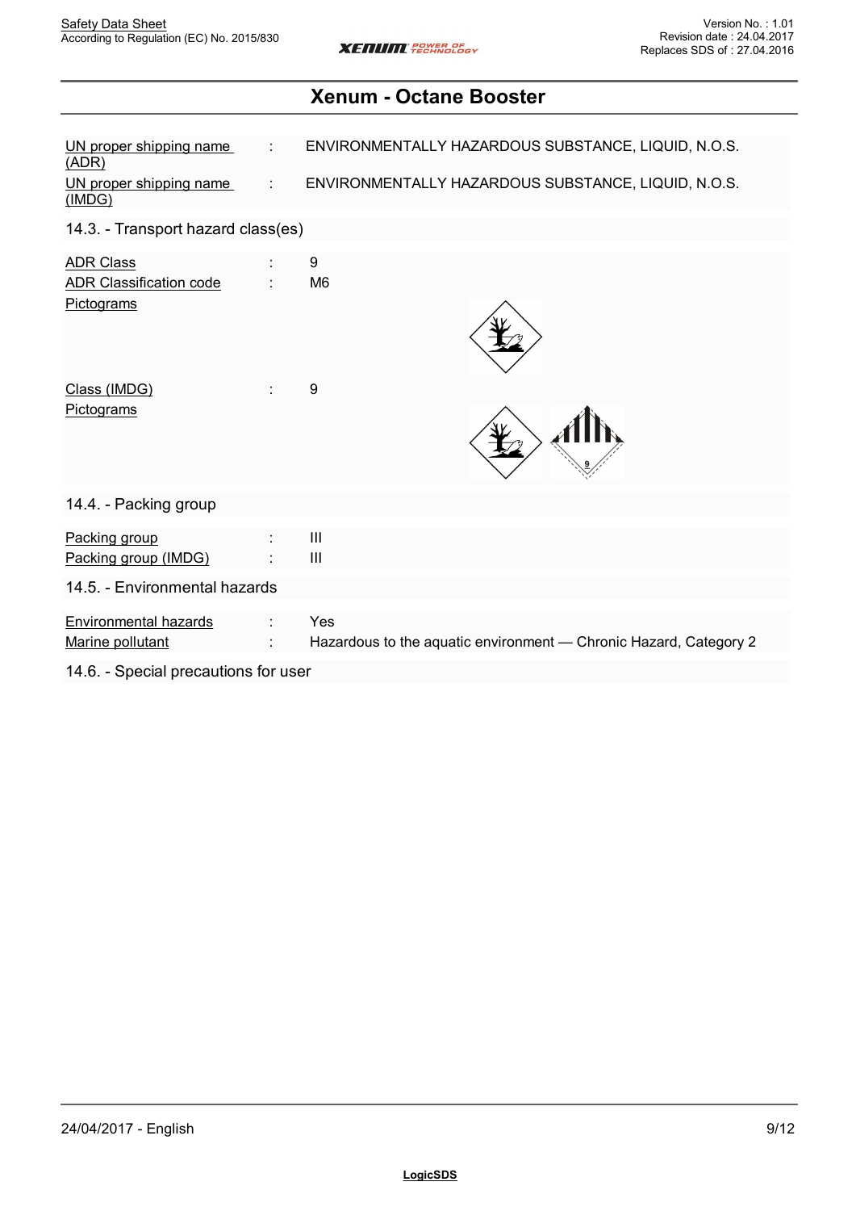# Xenum - Octane Booster

| | | |
|---|---|---|
| UN proper shipping name (ADR) | : | ENVIRONMENTALLY HAZARDOUS SUBSTANCE, LIQUID, N.O.S. |
| UN proper shipping name (IMDG) | : | ENVIRONMENTALLY HAZARDOUS SUBSTANCE, LIQUID, N.O.S. |

## 14.3. - Transport hazard class(es)

| | | |
|---|---|---|
| ADR Class | : | 9 |
| ADR Classification code | : | M6 |
| Pictograms | | |
| Class (IMDG) | : | 9 |
| Pictograms | | |

## 14.4. - Packing group

| | | |
|---|---|---|
| Packing group | : | III |
| Packing group (IMDG) | : | III |

## 14.5. - Environmental hazards

| | | |
|---|---|---|
| Environmental hazards | : | Yes |
| Marine pollutant | : | Hazardous to the aquatic environment — Chronic Hazard, Category 2 |

## 14.6. - Special precautions for user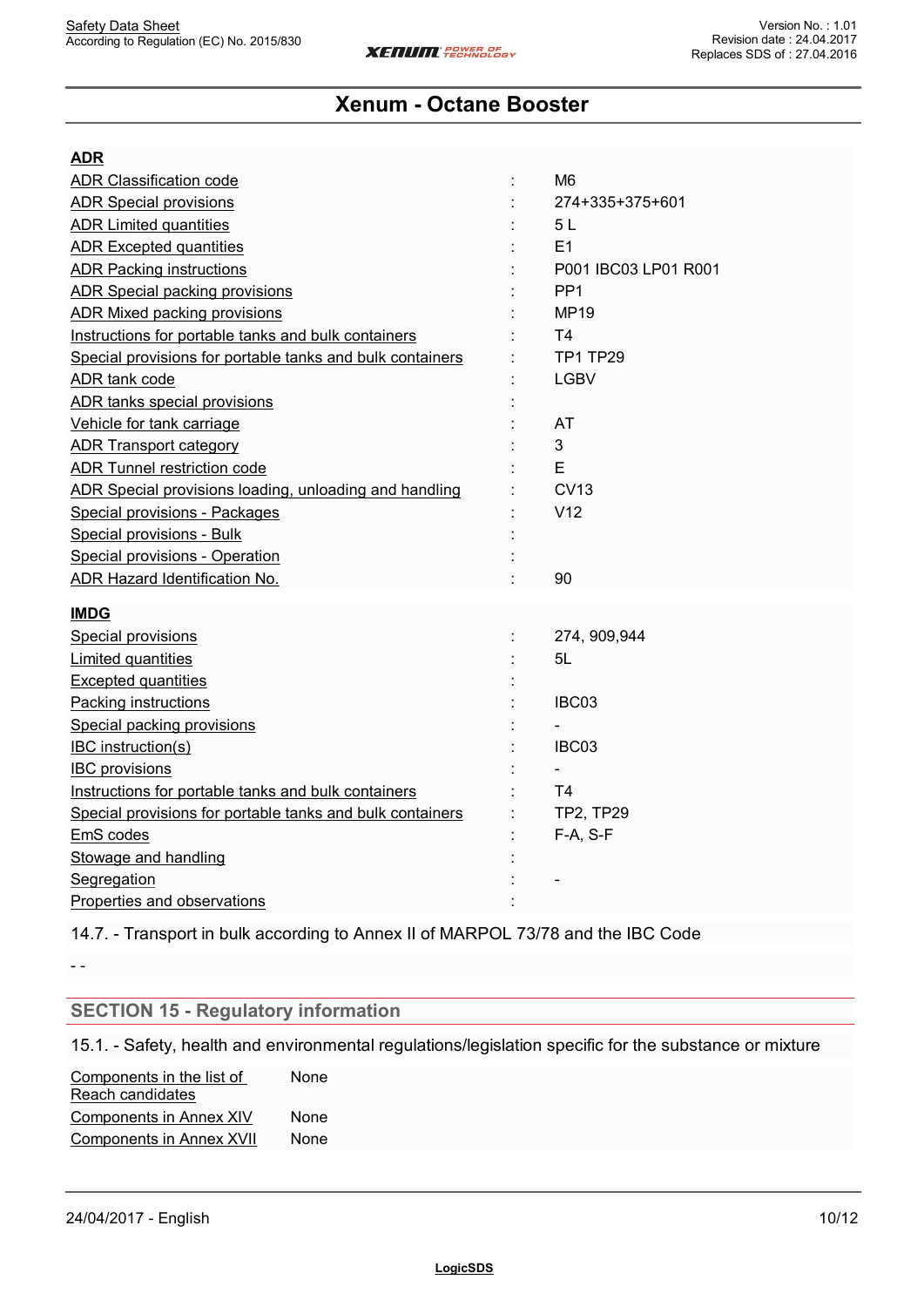**ADR**

| | | |
|---|---|---|
| ADR Classification code | : | M6 |
| ADR Special provisions | : | 274+335+375+601 |
| ADR Limited quantities | : | 5 L |
| ADR Excepted quantities | : | E1 |
| ADR Packing instructions | : | P001 IBC03 LP01 R001 |
| ADR Special packing provisions | : | PP1 |
| ADR Mixed packing provisions | : | MP19 |
| Instructions for portable tanks and bulk containers | : | T4 |
| Special provisions for portable tanks and bulk containers | : | TP1 TP29 |
| ADR tank code | : | LGBV |
| ADR tanks special provisions | : | |
| Vehicle for tank carriage | : | AT |
| ADR Transport category | : | 3 |
| ADR Tunnel restriction code | : | E |
| ADR Special provisions loading, unloading and handling | : | CV13 |
| Special provisions - Packages | : | V12 |
| Special provisions - Bulk | : | |
| Special provisions - Operation | : | |
| ADR Hazard Identification No. | : | 90 |

**IMDG**

| | | |
|---|---|---|
| Special provisions | : | 274, 909,944 |
| Limited quantities | : | 5L |
| Excepted quantities | : | |
| Packing instructions | : | IBC03 |
| Special packing provisions | : | - |
| IBC instruction(s) | : | IBC03 |
| IBC provisions | : | - |
| Instructions for portable tanks and bulk containers | : | T4 |
| Special provisions for portable tanks and bulk containers | : | TP2, TP29 |
| EmS codes | : | F-A, S-F |
| Stowage and handling | : | |
| Segregation | : | - |
| Properties and observations | : | |

14.7. - Transport in bulk according to Annex II of MARPOL 73/78 and the IBC Code

- -

## SECTION 15 - Regulatory information

15.1. - Safety, health and environmental regulations/legislation specific for the substance or mixture

| | |
|---|---|
| Components in the list of Reach candidates | None |
| Components in Annex XIV | None |
| Components in Annex XVII | None |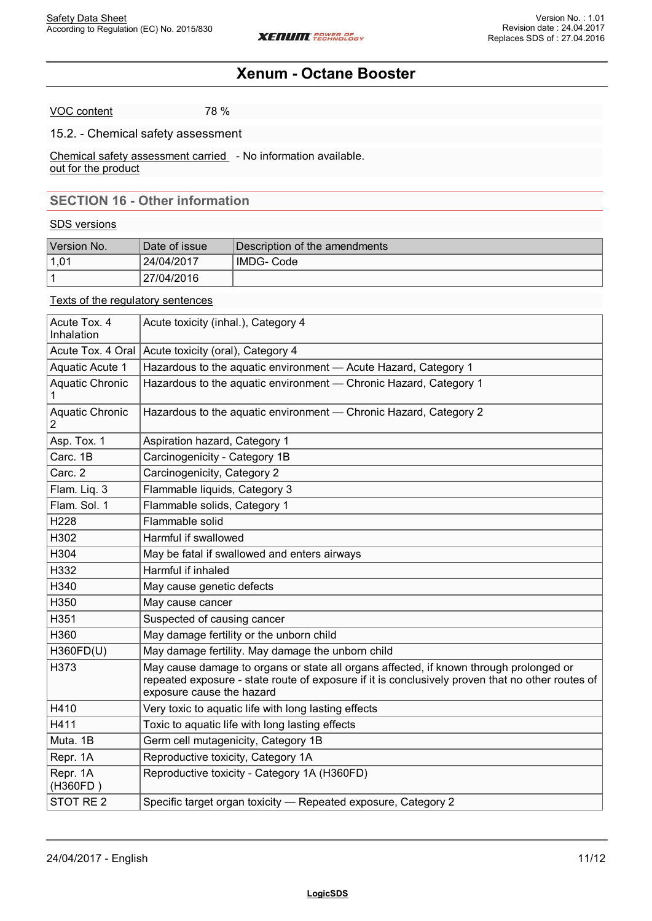| VOC content | 78 % |
|---|---|

### 15.2. - Chemical safety assessment

| Chemical safety assessment carried out for the product | - No information available. |
|---|---|

## SECTION 16 - Other information

SDS versions

| Version No. | Date of issue | Description of the amendments |
|---|---|---|
| 1,01 | 24/04/2017 | IMDG- Code |
| 1 | 27/04/2016 | |

Texts of the regulatory sentences

| | |
|---|---|
| Acute Tox. 4 Inhalation | Acute toxicity (inhal.), Category 4 |
| Acute Tox. 4 Oral | Acute toxicity (oral), Category 4 |
| Aquatic Acute 1 | Hazardous to the aquatic environment — Acute Hazard, Category 1 |
| Aquatic Chronic 1 | Hazardous to the aquatic environment — Chronic Hazard, Category 1 |
| Aquatic Chronic 2 | Hazardous to the aquatic environment — Chronic Hazard, Category 2 |
| Asp. Tox. 1 | Aspiration hazard, Category 1 |
| Carc. 1B | Carcinogenicity - Category 1B |
| Carc. 2 | Carcinogenicity, Category 2 |
| Flam. Liq. 3 | Flammable liquids, Category 3 |
| Flam. Sol. 1 | Flammable solids, Category 1 |
| H228 | Flammable solid |
| H302 | Harmful if swallowed |
| H304 | May be fatal if swallowed and enters airways |
| H332 | Harmful if inhaled |
| H340 | May cause genetic defects |
| H350 | May cause cancer |
| H351 | Suspected of causing cancer |
| H360 | May damage fertility or the unborn child |
| H360FD(U) | May damage fertility. May damage the unborn child |
| H373 | May cause damage to organs or state all organs affected, if known through prolonged or repeated exposure - state route of exposure if it is conclusively proven that no other routes of exposure cause the hazard |
| H410 | Very toxic to aquatic life with long lasting effects |
| H411 | Toxic to aquatic life with long lasting effects |
| Muta. 1B | Germ cell mutagenicity, Category 1B |
| Repr. 1A | Reproductive toxicity, Category 1A |
| Repr. 1A (H360FD ) | Reproductive toxicity - Category 1A (H360FD) |
| STOT RE 2 | Specific target organ toxicity — Repeated exposure, Category 2 |